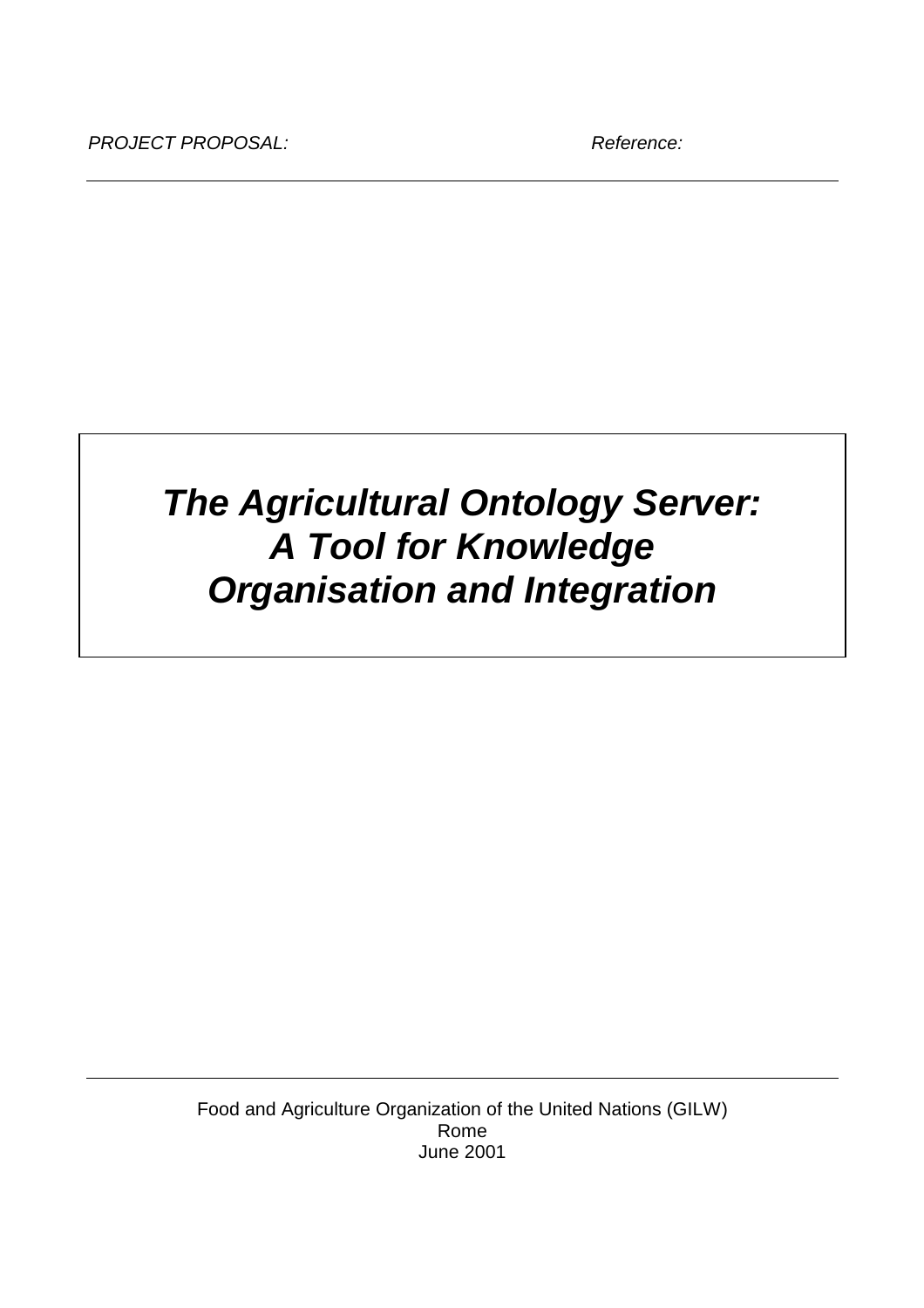*PROJECT PROPOSAL:* *Reference:*

# ***The Agricultural Ontology Server: A Tool for Knowledge Organisation and Integration***

Food and Agriculture Organization of the United Nations (GILW)
Rome
June 2001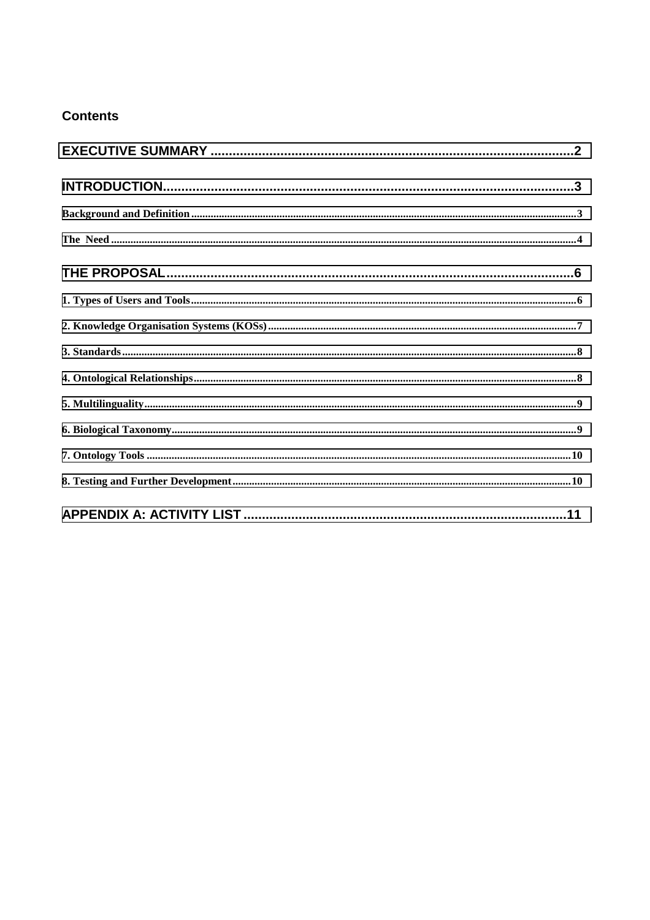## Contents

EXECUTIVE SUMMARY ....................................................................................................2

INTRODUCTION...........................................................................................................3

Background and Definition ..........................................................................................3

The Need .......................................................................................................................4

THE PROPOSAL...........................................................................................................6

1. Types of Users and Tools ..........................................................................................6

2. Knowledge Organisation Systems (KOSs) ...............................................................7

3. Standards ..................................................................................................................8

4. Ontological Relationships .........................................................................................8

5. Multilinguality ...........................................................................................................9

6. Biological Taxonomy ................................................................................................9

7. Ontology Tools ........................................................................................................10

8. Testing and Further Development ...........................................................................10

APPENDIX A: ACTIVITY LIST ...............................................................................11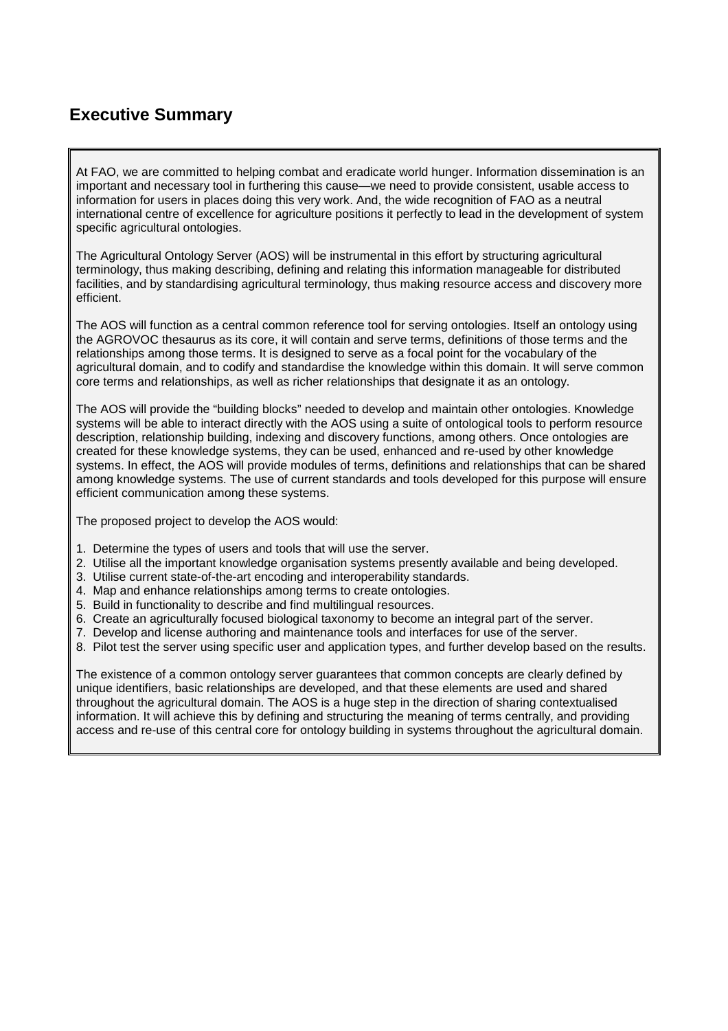## Executive Summary

At FAO, we are committed to helping combat and eradicate world hunger. Information dissemination is an important and necessary tool in furthering this cause—we need to provide consistent, usable access to information for users in places doing this very work. And, the wide recognition of FAO as a neutral international centre of excellence for agriculture positions it perfectly to lead in the development of system specific agricultural ontologies.

The Agricultural Ontology Server (AOS) will be instrumental in this effort by structuring agricultural terminology, thus making describing, defining and relating this information manageable for distributed facilities, and by standardising agricultural terminology, thus making resource access and discovery more efficient.

The AOS will function as a central common reference tool for serving ontologies. Itself an ontology using the AGROVOC thesaurus as its core, it will contain and serve terms, definitions of those terms and the relationships among those terms. It is designed to serve as a focal point for the vocabulary of the agricultural domain, and to codify and standardise the knowledge within this domain. It will serve common core terms and relationships, as well as richer relationships that designate it as an ontology.

The AOS will provide the "building blocks" needed to develop and maintain other ontologies. Knowledge systems will be able to interact directly with the AOS using a suite of ontological tools to perform resource description, relationship building, indexing and discovery functions, among others. Once ontologies are created for these knowledge systems, they can be used, enhanced and re-used by other knowledge systems. In effect, the AOS will provide modules of terms, definitions and relationships that can be shared among knowledge systems. The use of current standards and tools developed for this purpose will ensure efficient communication among these systems.

The proposed project to develop the AOS would:

1. Determine the types of users and tools that will use the server.
2. Utilise all the important knowledge organisation systems presently available and being developed.
3. Utilise current state-of-the-art encoding and interoperability standards.
4. Map and enhance relationships among terms to create ontologies.
5. Build in functionality to describe and find multilingual resources.
6. Create an agriculturally focused biological taxonomy to become an integral part of the server.
7. Develop and license authoring and maintenance tools and interfaces for use of the server.
8. Pilot test the server using specific user and application types, and further develop based on the results.

The existence of a common ontology server guarantees that common concepts are clearly defined by unique identifiers, basic relationships are developed, and that these elements are used and shared throughout the agricultural domain. The AOS is a huge step in the direction of sharing contextualised information. It will achieve this by defining and structuring the meaning of terms centrally, and providing access and re-use of this central core for ontology building in systems throughout the agricultural domain.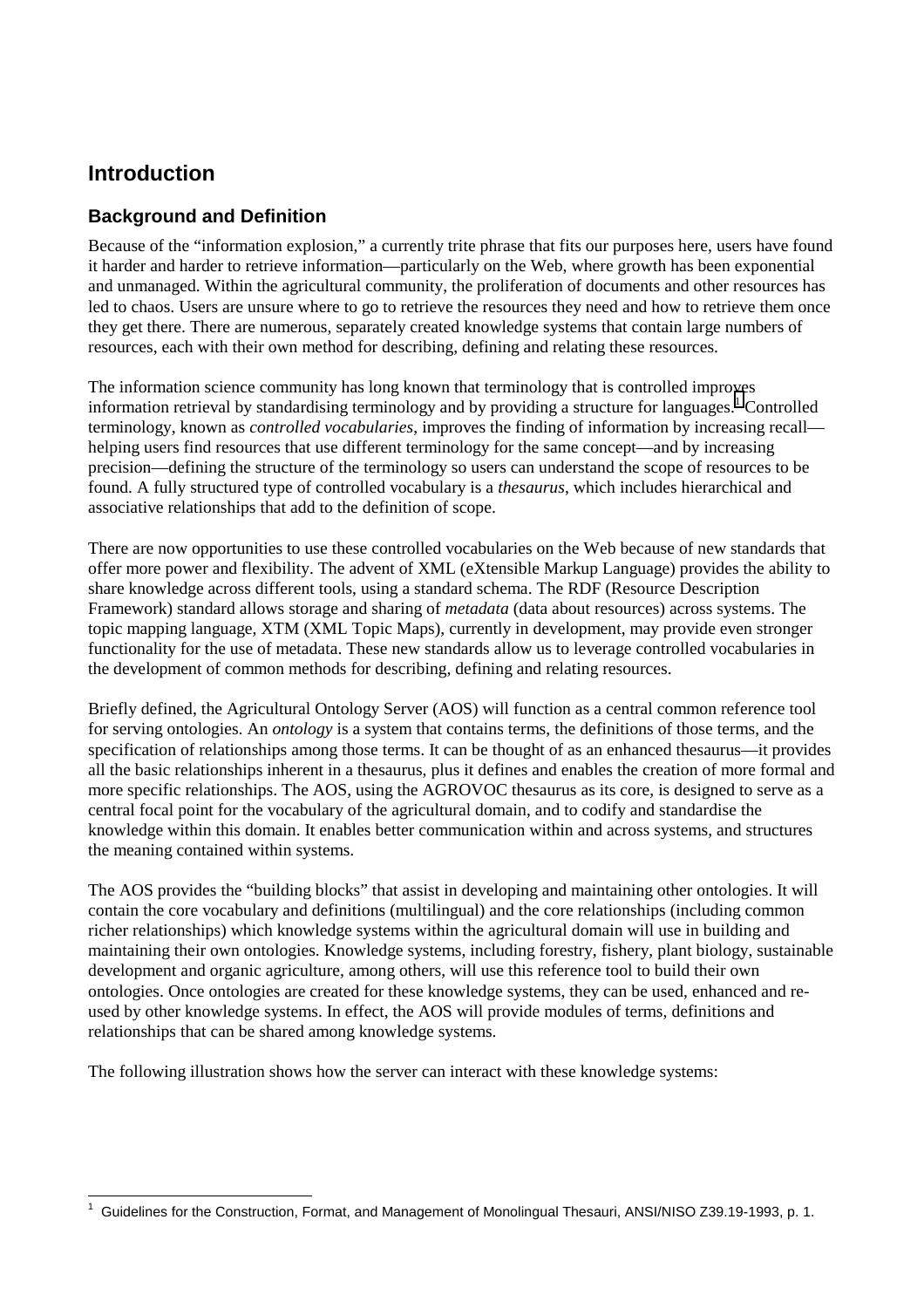# Introduction

## Background and Definition

Because of the "information explosion," a currently trite phrase that fits our purposes here, users have found it harder and harder to retrieve information—particularly on the Web, where growth has been exponential and unmanaged. Within the agricultural community, the proliferation of documents and other resources has led to chaos. Users are unsure where to go to retrieve the resources they need and how to retrieve them once they get there. There are numerous, separately created knowledge systems that contain large numbers of resources, each with their own method for describing, defining and relating these resources.

The information science community has long known that terminology that is controlled improves information retrieval by standardising terminology and by providing a structure for languages.[1] Controlled terminology, known as *controlled vocabularies*, improves the finding of information by increasing recall—helping users find resources that use different terminology for the same concept—and by increasing precision—defining the structure of the terminology so users can understand the scope of resources to be found. A fully structured type of controlled vocabulary is a *thesaurus*, which includes hierarchical and associative relationships that add to the definition of scope.

There are now opportunities to use these controlled vocabularies on the Web because of new standards that offer more power and flexibility. The advent of XML (eXtensible Markup Language) provides the ability to share knowledge across different tools, using a standard schema. The RDF (Resource Description Framework) standard allows storage and sharing of *metadata* (data about resources) across systems. The topic mapping language, XTM (XML Topic Maps), currently in development, may provide even stronger functionality for the use of metadata. These new standards allow us to leverage controlled vocabularies in the development of common methods for describing, defining and relating resources.

Briefly defined, the Agricultural Ontology Server (AOS) will function as a central common reference tool for serving ontologies. An *ontology* is a system that contains terms, the definitions of those terms, and the specification of relationships among those terms. It can be thought of as an enhanced thesaurus—it provides all the basic relationships inherent in a thesaurus, plus it defines and enables the creation of more formal and more specific relationships. The AOS, using the AGROVOC thesaurus as its core, is designed to serve as a central focal point for the vocabulary of the agricultural domain, and to codify and standardise the knowledge within this domain. It enables better communication within and across systems, and structures the meaning contained within systems.

The AOS provides the "building blocks" that assist in developing and maintaining other ontologies. It will contain the core vocabulary and definitions (multilingual) and the core relationships (including common richer relationships) which knowledge systems within the agricultural domain will use in building and maintaining their own ontologies. Knowledge systems, including forestry, fishery, plant biology, sustainable development and organic agriculture, among others, will use this reference tool to build their own ontologies. Once ontologies are created for these knowledge systems, they can be used, enhanced and re-used by other knowledge systems. In effect, the AOS will provide modules of terms, definitions and relationships that can be shared among knowledge systems.

The following illustration shows how the server can interact with these knowledge systems:

---

[1] Guidelines for the Construction, Format, and Management of Monolingual Thesauri, ANSI/NISO Z39.19-1993, p. 1.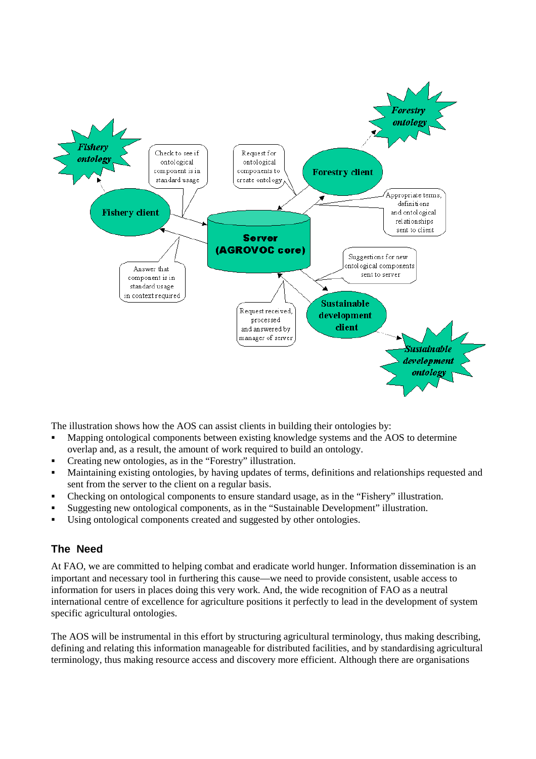The illustration shows how the AOS can assist clients in building their ontologies by:

- Mapping ontological components between existing knowledge systems and the AOS to determine overlap and, as a result, the amount of work required to build an ontology.
- Creating new ontologies, as in the "Forestry" illustration.
- Maintaining existing ontologies, by having updates of terms, definitions and relationships requested and sent from the server to the client on a regular basis.
- Checking on ontological components to ensure standard usage, as in the "Fishery" illustration.
- Suggesting new ontological components, as in the "Sustainable Development" illustration.
- Using ontological components created and suggested by other ontologies.

## The Need

At FAO, we are committed to helping combat and eradicate world hunger. Information dissemination is an important and necessary tool in furthering this cause—we need to provide consistent, usable access to information for users in places doing this very work. And, the wide recognition of FAO as a neutral international centre of excellence for agriculture positions it perfectly to lead in the development of system specific agricultural ontologies.

The AOS will be instrumental in this effort by structuring agricultural terminology, thus making describing, defining and relating this information manageable for distributed facilities, and by standardising agricultural terminology, thus making resource access and discovery more efficient. Although there are organisations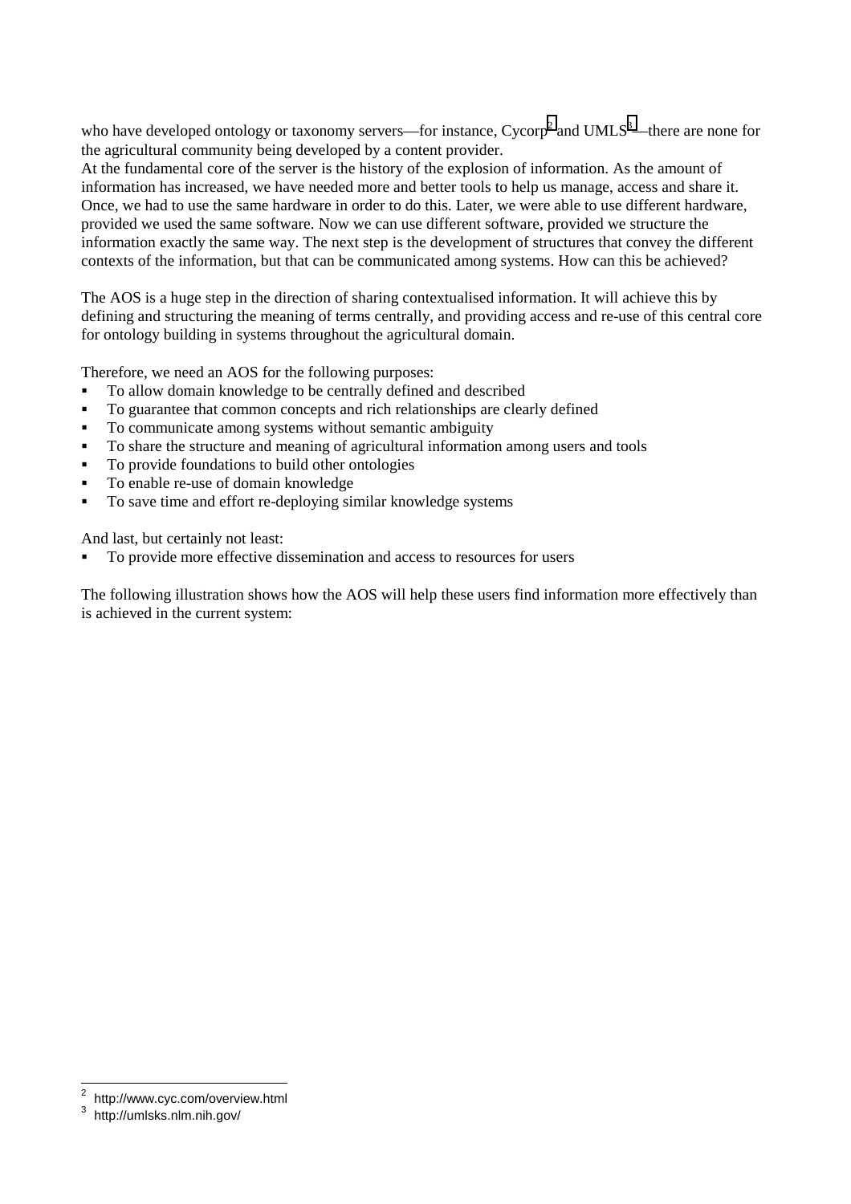who have developed ontology or taxonomy servers—for instance, Cycorp[2] and UMLS[3]—there are none for the agricultural community being developed by a content provider.
At the fundamental core of the server is the history of the explosion of information. As the amount of information has increased, we have needed more and better tools to help us manage, access and share it. Once, we had to use the same hardware in order to do this. Later, we were able to use different hardware, provided we used the same software. Now we can use different software, provided we structure the information exactly the same way. The next step is the development of structures that convey the different contexts of the information, but that can be communicated among systems. How can this be achieved?

The AOS is a huge step in the direction of sharing contextualised information. It will achieve this by defining and structuring the meaning of terms centrally, and providing access and re-use of this central core for ontology building in systems throughout the agricultural domain.

Therefore, we need an AOS for the following purposes:

- To allow domain knowledge to be centrally defined and described
- To guarantee that common concepts and rich relationships are clearly defined
- To communicate among systems without semantic ambiguity
- To share the structure and meaning of agricultural information among users and tools
- To provide foundations to build other ontologies
- To enable re-use of domain knowledge
- To save time and effort re-deploying similar knowledge systems

And last, but certainly not least:

- To provide more effective dissemination and access to resources for users

The following illustration shows how the AOS will help these users find information more effectively than is achieved in the current system:

[2] http://www.cyc.com/overview.html
[3] http://umlsks.nlm.nih.gov/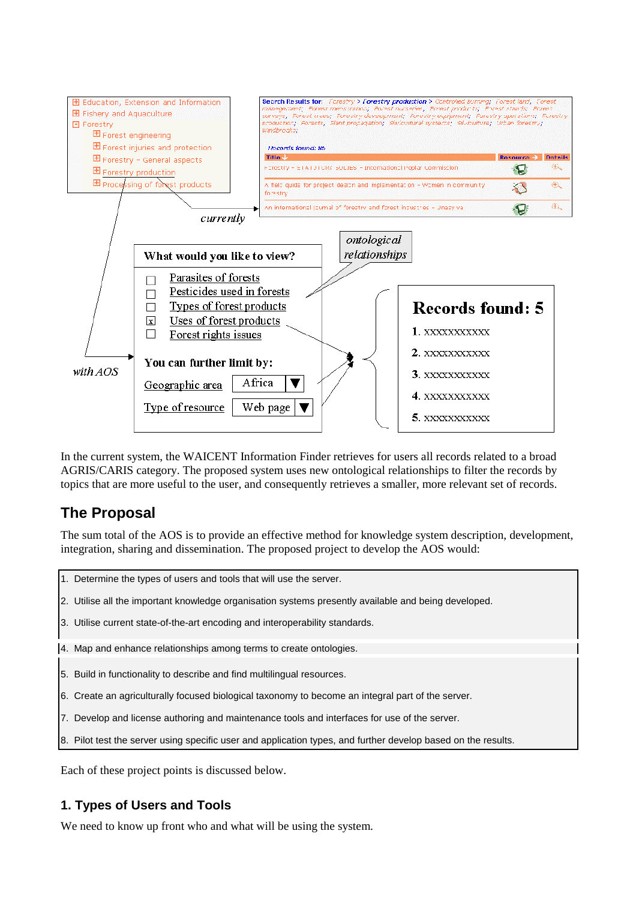In the current system, the WAICENT Information Finder retrieves for users all records related to a broad AGRIS/CARIS category. The proposed system uses new ontological relationships to filter the records by topics that are more useful to the user, and consequently retrieves a smaller, more relevant set of records.

## The Proposal

The sum total of the AOS is to provide an effective method for knowledge system description, development, integration, sharing and dissemination. The proposed project to develop the AOS would:

1. Determine the types of users and tools that will use the server.
2. Utilise all the important knowledge organisation systems presently available and being developed.
3. Utilise current state-of-the-art encoding and interoperability standards.
4. Map and enhance relationships among terms to create ontologies.
5. Build in functionality to describe and find multilingual resources.
6. Create an agriculturally focused biological taxonomy to become an integral part of the server.
7. Develop and license authoring and maintenance tools and interfaces for use of the server.
8. Pilot test the server using specific user and application types, and further develop based on the results.

Each of these project points is discussed below.

### 1. Types of Users and Tools

We need to know up front who and what will be using the system.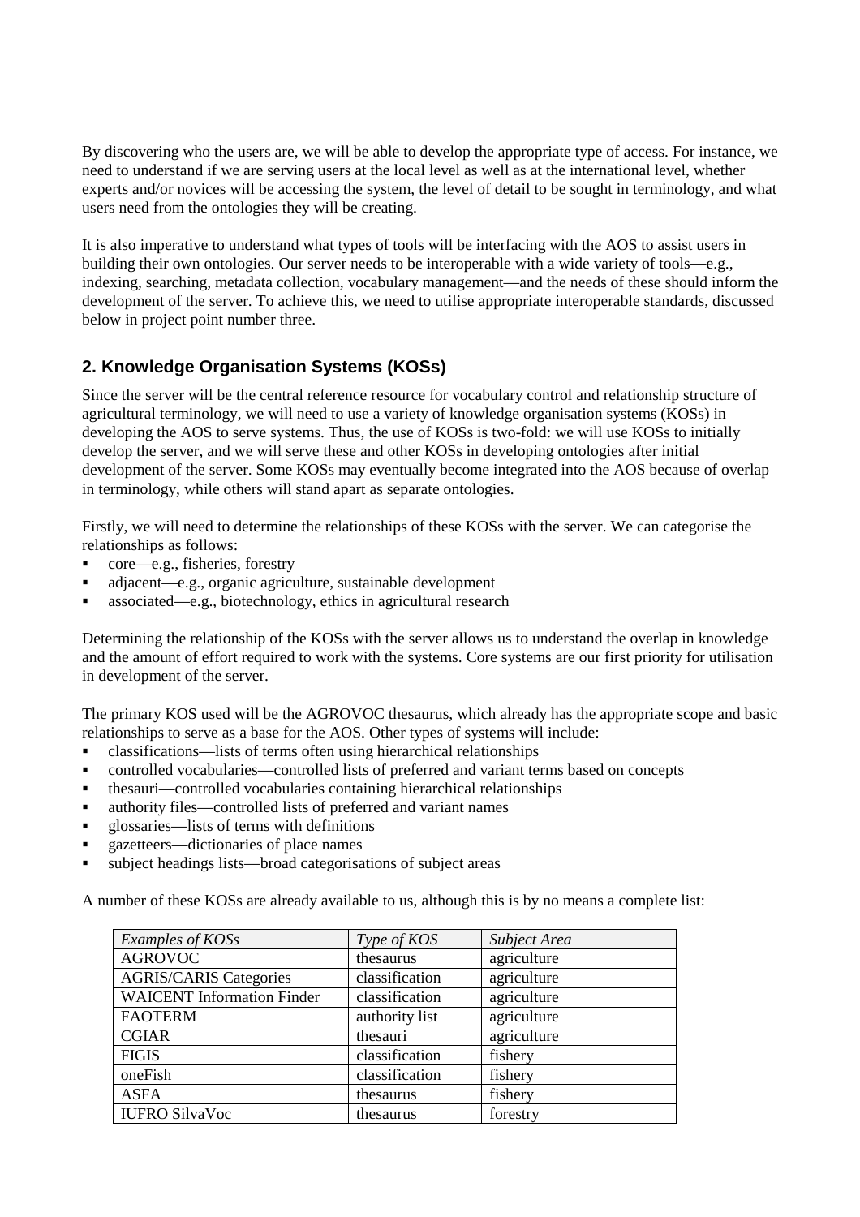By discovering who the users are, we will be able to develop the appropriate type of access. For instance, we need to understand if we are serving users at the local level as well as at the international level, whether experts and/or novices will be accessing the system, the level of detail to be sought in terminology, and what users need from the ontologies they will be creating.

It is also imperative to understand what types of tools will be interfacing with the AOS to assist users in building their own ontologies. Our server needs to be interoperable with a wide variety of tools—e.g., indexing, searching, metadata collection, vocabulary management—and the needs of these should inform the development of the server. To achieve this, we need to utilise appropriate interoperable standards, discussed below in project point number three.

## 2. Knowledge Organisation Systems (KOSs)

Since the server will be the central reference resource for vocabulary control and relationship structure of agricultural terminology, we will need to use a variety of knowledge organisation systems (KOSs) in developing the AOS to serve systems. Thus, the use of KOSs is two-fold: we will use KOSs to initially develop the server, and we will serve these and other KOSs in developing ontologies after initial development of the server. Some KOSs may eventually become integrated into the AOS because of overlap in terminology, while others will stand apart as separate ontologies.

Firstly, we will need to determine the relationships of these KOSs with the server. We can categorise the relationships as follows:

- core—e.g., fisheries, forestry
- adjacent—e.g., organic agriculture, sustainable development
- associated—e.g., biotechnology, ethics in agricultural research

Determining the relationship of the KOSs with the server allows us to understand the overlap in knowledge and the amount of effort required to work with the systems. Core systems are our first priority for utilisation in development of the server.

The primary KOS used will be the AGROVOC thesaurus, which already has the appropriate scope and basic relationships to serve as a base for the AOS. Other types of systems will include:

- classifications—lists of terms often using hierarchical relationships
- controlled vocabularies—controlled lists of preferred and variant terms based on concepts
- thesauri—controlled vocabularies containing hierarchical relationships
- authority files—controlled lists of preferred and variant names
- glossaries—lists of terms with definitions
- gazetteers—dictionaries of place names
- subject headings lists—broad categorisations of subject areas

A number of these KOSs are already available to us, although this is by no means a complete list:

| *Examples of KOSs* | *Type of KOS* | *Subject Area* |
|---|---|---|
| AGROVOC | thesaurus | agriculture |
| AGRIS/CARIS Categories | classification | agriculture |
| WAICENT Information Finder | classification | agriculture |
| FAOTERM | authority list | agriculture |
| CGIAR | thesauri | agriculture |
| FIGIS | classification | fishery |
| oneFish | classification | fishery |
| ASFA | thesaurus | fishery |
| IUFRO SilvaVoc | thesaurus | forestry |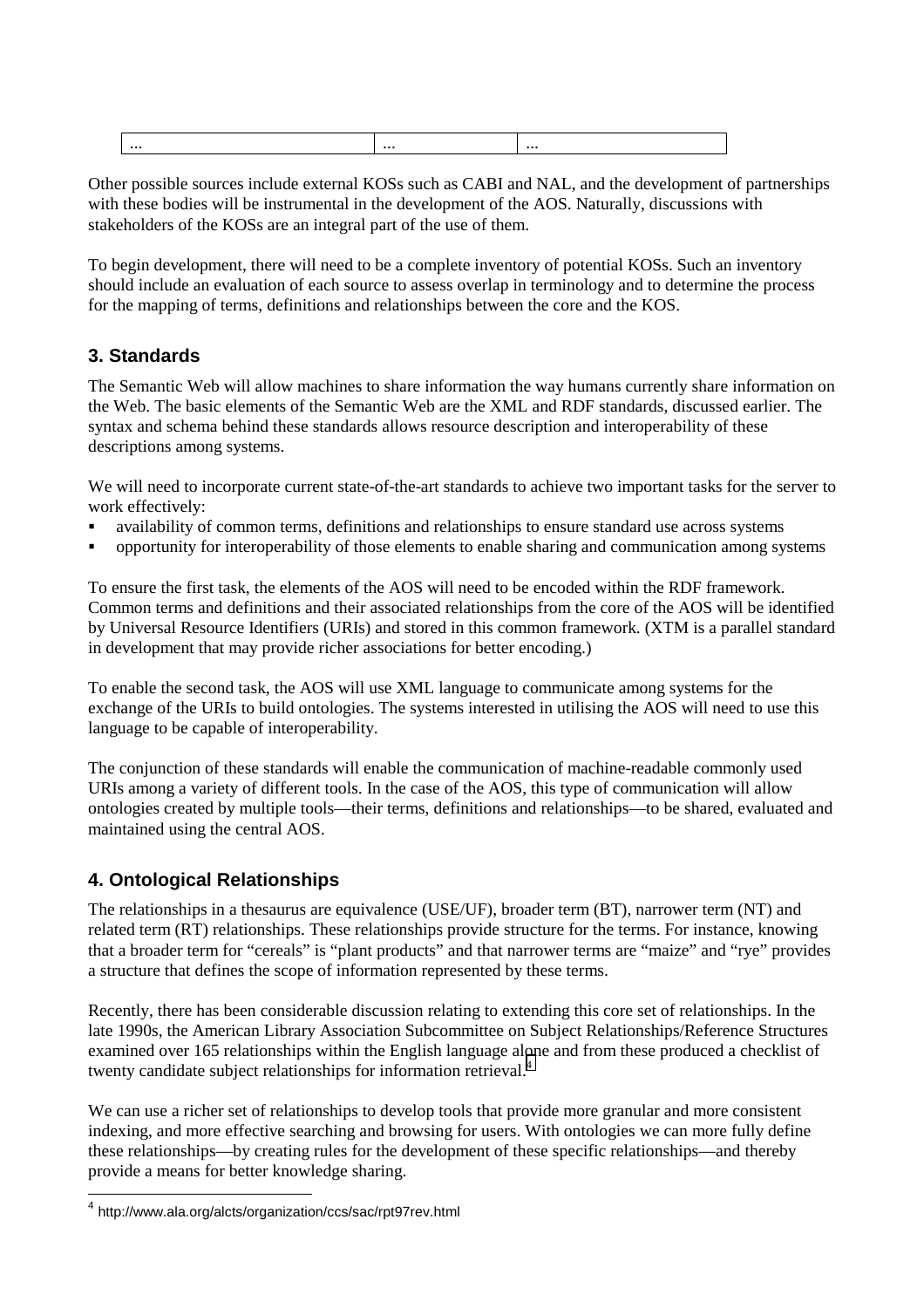| ... | ... | ... |
|---|---|---|

Other possible sources include external KOSs such as CABI and NAL, and the development of partnerships with these bodies will be instrumental in the development of the AOS. Naturally, discussions with stakeholders of the KOSs are an integral part of the use of them.

To begin development, there will need to be a complete inventory of potential KOSs. Such an inventory should include an evaluation of each source to assess overlap in terminology and to determine the process for the mapping of terms, definitions and relationships between the core and the KOS.

## 3. Standards

The Semantic Web will allow machines to share information the way humans currently share information on the Web. The basic elements of the Semantic Web are the XML and RDF standards, discussed earlier. The syntax and schema behind these standards allows resource description and interoperability of these descriptions among systems.

We will need to incorporate current state-of-the-art standards to achieve two important tasks for the server to work effectively:

- availability of common terms, definitions and relationships to ensure standard use across systems
- opportunity for interoperability of those elements to enable sharing and communication among systems

To ensure the first task, the elements of the AOS will need to be encoded within the RDF framework. Common terms and definitions and their associated relationships from the core of the AOS will be identified by Universal Resource Identifiers (URIs) and stored in this common framework. (XTM is a parallel standard in development that may provide richer associations for better encoding.)

To enable the second task, the AOS will use XML language to communicate among systems for the exchange of the URIs to build ontologies. The systems interested in utilising the AOS will need to use this language to be capable of interoperability.

The conjunction of these standards will enable the communication of machine-readable commonly used URIs among a variety of different tools. In the case of the AOS, this type of communication will allow ontologies created by multiple tools—their terms, definitions and relationships—to be shared, evaluated and maintained using the central AOS.

## 4. Ontological Relationships

The relationships in a thesaurus are equivalence (USE/UF), broader term (BT), narrower term (NT) and related term (RT) relationships. These relationships provide structure for the terms. For instance, knowing that a broader term for "cereals" is "plant products" and that narrower terms are "maize" and "rye" provides a structure that defines the scope of information represented by these terms.

Recently, there has been considerable discussion relating to extending this core set of relationships. In the late 1990s, the American Library Association Subcommittee on Subject Relationships/Reference Structures examined over 165 relationships within the English language alone and from these produced a checklist of twenty candidate subject relationships for information retrieval.[4]

We can use a richer set of relationships to develop tools that provide more granular and more consistent indexing, and more effective searching and browsing for users. With ontologies we can more fully define these relationships—by creating rules for the development of these specific relationships—and thereby provide a means for better knowledge sharing.

[4] http://www.ala.org/alcts/organization/ccs/sac/rpt97rev.html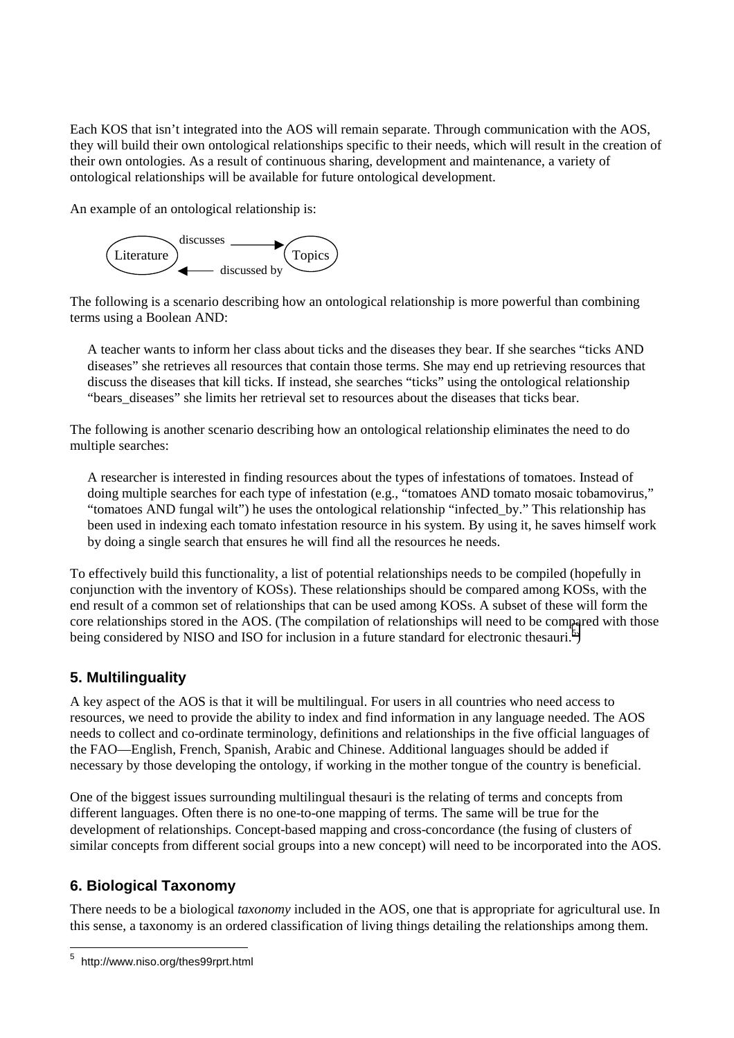Each KOS that isn't integrated into the AOS will remain separate. Through communication with the AOS, they will build their own ontological relationships specific to their needs, which will result in the creation of their own ontologies. As a result of continuous sharing, development and maintenance, a variety of ontological relationships will be available for future ontological development.

An example of an ontological relationship is:

Literature — discusses → Topics
Literature ← discussed by — Topics

The following is a scenario describing how an ontological relationship is more powerful than combining terms using a Boolean AND:

> A teacher wants to inform her class about ticks and the diseases they bear. If she searches "ticks AND diseases" she retrieves all resources that contain those terms. She may end up retrieving resources that discuss the diseases that kill ticks. If instead, she searches "ticks" using the ontological relationship "bears_diseases" she limits her retrieval set to resources about the diseases that ticks bear.

The following is another scenario describing how an ontological relationship eliminates the need to do multiple searches:

> A researcher is interested in finding resources about the types of infestations of tomatoes. Instead of doing multiple searches for each type of infestation (e.g., "tomatoes AND tomato mosaic tobamovirus," "tomatoes AND fungal wilt") he uses the ontological relationship "infected_by." This relationship has been used in indexing each tomato infestation resource in his system. By using it, he saves himself work by doing a single search that ensures he will find all the resources he needs.

To effectively build this functionality, a list of potential relationships needs to be compiled (hopefully in conjunction with the inventory of KOSs). These relationships should be compared among KOSs, with the end result of a common set of relationships that can be used among KOSs. A subset of these will form the core relationships stored in the AOS. (The compilation of relationships will need to be compared with those being considered by NISO and ISO for inclusion in a future standard for electronic thesauri.[5])

## 5. Multilinguality

A key aspect of the AOS is that it will be multilingual. For users in all countries who need access to resources, we need to provide the ability to index and find information in any language needed. The AOS needs to collect and co-ordinate terminology, definitions and relationships in the five official languages of the FAO—English, French, Spanish, Arabic and Chinese. Additional languages should be added if necessary by those developing the ontology, if working in the mother tongue of the country is beneficial.

One of the biggest issues surrounding multilingual thesauri is the relating of terms and concepts from different languages. Often there is no one-to-one mapping of terms. The same will be true for the development of relationships. Concept-based mapping and cross-concordance (the fusing of clusters of similar concepts from different social groups into a new concept) will need to be incorporated into the AOS.

## 6. Biological Taxonomy

There needs to be a biological *taxonomy* included in the AOS, one that is appropriate for agricultural use. In this sense, a taxonomy is an ordered classification of living things detailing the relationships among them.

---

[5] http://www.niso.org/thes99rprt.html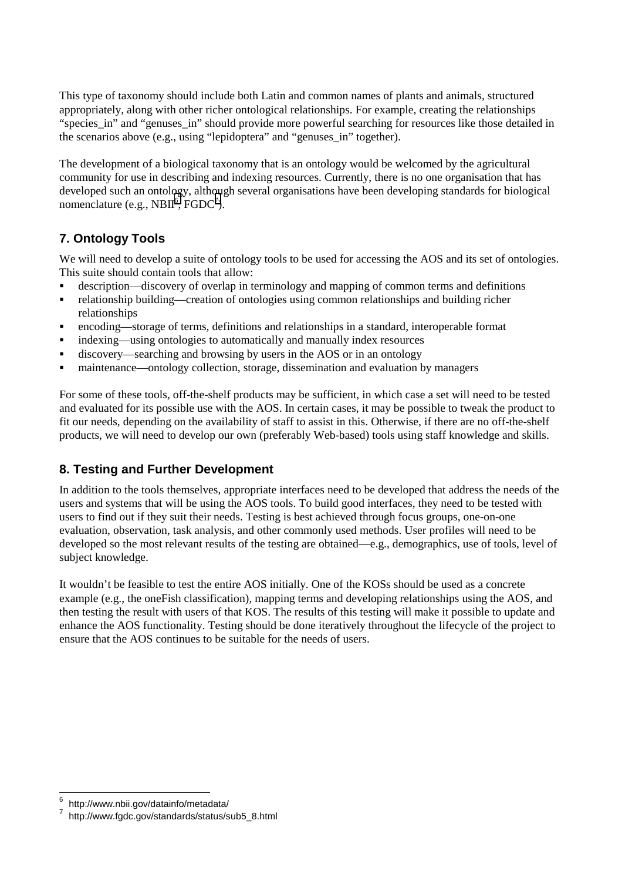This type of taxonomy should include both Latin and common names of plants and animals, structured appropriately, along with other richer ontological relationships. For example, creating the relationships "species_in" and "genuses_in" should provide more powerful searching for resources like those detailed in the scenarios above (e.g., using "lepidoptera" and "genuses_in" together).

The development of a biological taxonomy that is an ontology would be welcomed by the agricultural community for use in describing and indexing resources. Currently, there is no one organisation that has developed such an ontology, although several organisations have been developing standards for biological nomenclature (e.g., NBII[6], FGDC[7]).

## 7. Ontology Tools

We will need to develop a suite of ontology tools to be used for accessing the AOS and its set of ontologies. This suite should contain tools that allow:

- description—discovery of overlap in terminology and mapping of common terms and definitions
- relationship building—creation of ontologies using common relationships and building richer relationships
- encoding—storage of terms, definitions and relationships in a standard, interoperable format
- indexing—using ontologies to automatically and manually index resources
- discovery—searching and browsing by users in the AOS or in an ontology
- maintenance—ontology collection, storage, dissemination and evaluation by managers

For some of these tools, off-the-shelf products may be sufficient, in which case a set will need to be tested and evaluated for its possible use with the AOS. In certain cases, it may be possible to tweak the product to fit our needs, depending on the availability of staff to assist in this. Otherwise, if there are no off-the-shelf products, we will need to develop our own (preferably Web-based) tools using staff knowledge and skills.

## 8. Testing and Further Development

In addition to the tools themselves, appropriate interfaces need to be developed that address the needs of the users and systems that will be using the AOS tools. To build good interfaces, they need to be tested with users to find out if they suit their needs. Testing is best achieved through focus groups, one-on-one evaluation, observation, task analysis, and other commonly used methods. User profiles will need to be developed so the most relevant results of the testing are obtained—e.g., demographics, use of tools, level of subject knowledge.

It wouldn't be feasible to test the entire AOS initially. One of the KOSs should be used as a concrete example (e.g., the oneFish classification), mapping terms and developing relationships using the AOS, and then testing the result with users of that KOS. The results of this testing will make it possible to update and enhance the AOS functionality. Testing should be done iteratively throughout the lifecycle of the project to ensure that the AOS continues to be suitable for the needs of users.

---

[6] http://www.nbii.gov/datainfo/metadata/

[7] http://www.fgdc.gov/standards/status/sub5_8.html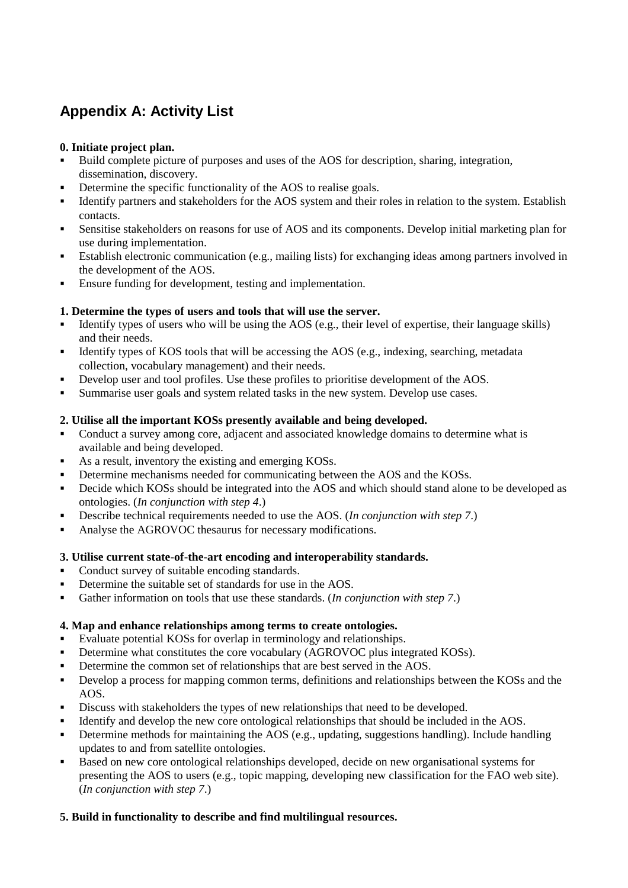## Appendix A: Activity List

**0. Initiate project plan.**

- Build complete picture of purposes and uses of the AOS for description, sharing, integration, dissemination, discovery.
- Determine the specific functionality of the AOS to realise goals.
- Identify partners and stakeholders for the AOS system and their roles in relation to the system. Establish contacts.
- Sensitise stakeholders on reasons for use of AOS and its components. Develop initial marketing plan for use during implementation.
- Establish electronic communication (e.g., mailing lists) for exchanging ideas among partners involved in the development of the AOS.
- Ensure funding for development, testing and implementation.

**1. Determine the types of users and tools that will use the server.**

- Identify types of users who will be using the AOS (e.g., their level of expertise, their language skills) and their needs.
- Identify types of KOS tools that will be accessing the AOS (e.g., indexing, searching, metadata collection, vocabulary management) and their needs.
- Develop user and tool profiles. Use these profiles to prioritise development of the AOS.
- Summarise user goals and system related tasks in the new system. Develop use cases.

**2. Utilise all the important KOSs presently available and being developed.**

- Conduct a survey among core, adjacent and associated knowledge domains to determine what is available and being developed.
- As a result, inventory the existing and emerging KOSs.
- Determine mechanisms needed for communicating between the AOS and the KOSs.
- Decide which KOSs should be integrated into the AOS and which should stand alone to be developed as ontologies. (*In conjunction with step 4*.)
- Describe technical requirements needed to use the AOS. (*In conjunction with step 7*.)
- Analyse the AGROVOC thesaurus for necessary modifications.

**3. Utilise current state-of-the-art encoding and interoperability standards.**

- Conduct survey of suitable encoding standards.
- Determine the suitable set of standards for use in the AOS.
- Gather information on tools that use these standards. (*In conjunction with step 7*.)

**4. Map and enhance relationships among terms to create ontologies.**

- Evaluate potential KOSs for overlap in terminology and relationships.
- Determine what constitutes the core vocabulary (AGROVOC plus integrated KOSs).
- Determine the common set of relationships that are best served in the AOS.
- Develop a process for mapping common terms, definitions and relationships between the KOSs and the AOS.
- Discuss with stakeholders the types of new relationships that need to be developed.
- Identify and develop the new core ontological relationships that should be included in the AOS.
- Determine methods for maintaining the AOS (e.g., updating, suggestions handling). Include handling updates to and from satellite ontologies.
- Based on new core ontological relationships developed, decide on new organisational systems for presenting the AOS to users (e.g., topic mapping, developing new classification for the FAO web site). (*In conjunction with step 7*.)

**5. Build in functionality to describe and find multilingual resources.**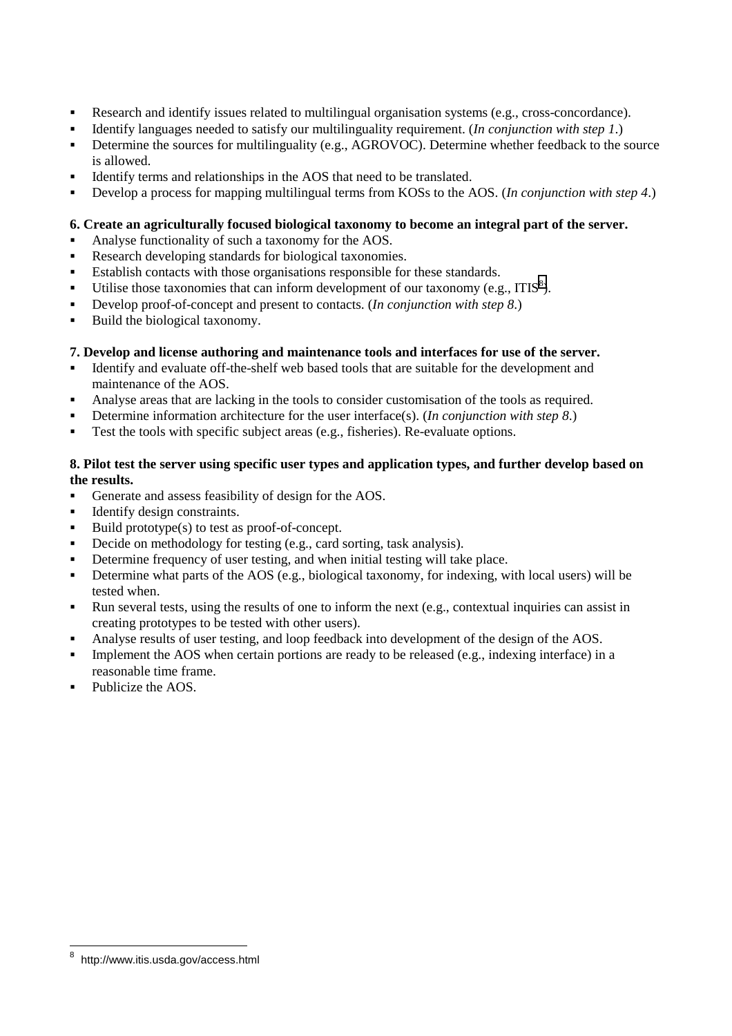- Research and identify issues related to multilingual organisation systems (e.g., cross-concordance).
- Identify languages needed to satisfy our multilinguality requirement. (*In conjunction with step 1*.)
- Determine the sources for multilinguality (e.g., AGROVOC). Determine whether feedback to the source is allowed.
- Identify terms and relationships in the AOS that need to be translated.
- Develop a process for mapping multilingual terms from KOSs to the AOS. (*In conjunction with step 4*.)

**6. Create an agriculturally focused biological taxonomy to become an integral part of the server.**

- Analyse functionality of such a taxonomy for the AOS.
- Research developing standards for biological taxonomies.
- Establish contacts with those organisations responsible for these standards.
- Utilise those taxonomies that can inform development of our taxonomy (e.g., ITIS[8]).
- Develop proof-of-concept and present to contacts. (*In conjunction with step 8*.)
- Build the biological taxonomy.

**7. Develop and license authoring and maintenance tools and interfaces for use of the server.**

- Identify and evaluate off-the-shelf web based tools that are suitable for the development and maintenance of the AOS.
- Analyse areas that are lacking in the tools to consider customisation of the tools as required.
- Determine information architecture for the user interface(s). (*In conjunction with step 8*.)
- Test the tools with specific subject areas (e.g., fisheries). Re-evaluate options.

**8. Pilot test the server using specific user types and application types, and further develop based on the results.**

- Generate and assess feasibility of design for the AOS.
- Identify design constraints.
- Build prototype(s) to test as proof-of-concept.
- Decide on methodology for testing (e.g., card sorting, task analysis).
- Determine frequency of user testing, and when initial testing will take place.
- Determine what parts of the AOS (e.g., biological taxonomy, for indexing, with local users) will be tested when.
- Run several tests, using the results of one to inform the next (e.g., contextual inquiries can assist in creating prototypes to be tested with other users).
- Analyse results of user testing, and loop feedback into development of the design of the AOS.
- Implement the AOS when certain portions are ready to be released (e.g., indexing interface) in a reasonable time frame.
- Publicize the AOS.

---

[8] http://www.itis.usda.gov/access.html